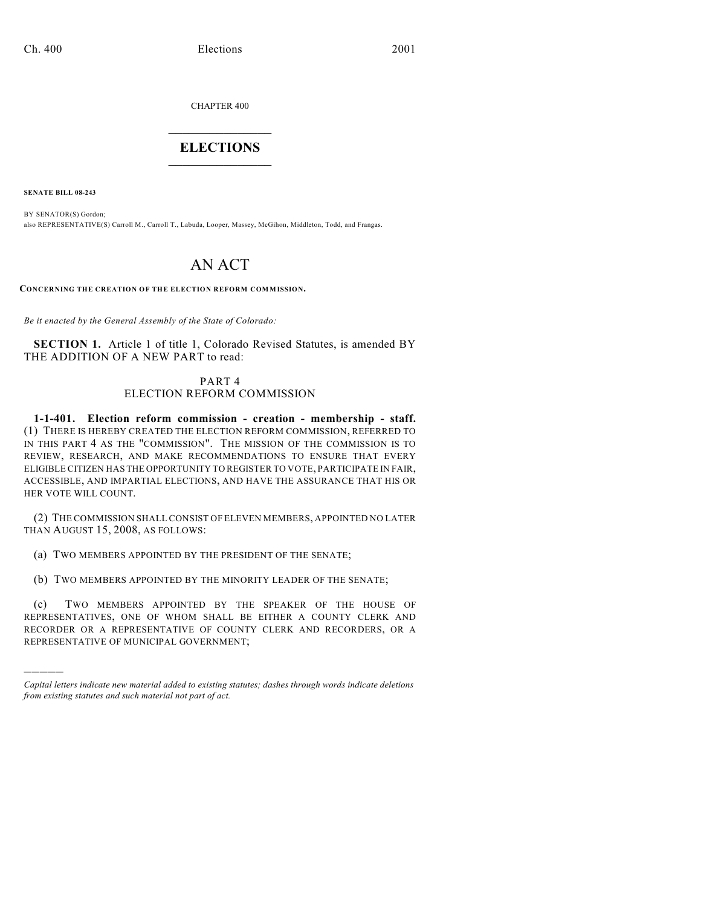CHAPTER 400

# ELECTIONS

**SENATE BILL 08-243**

BY SENATOR(S) Gordon;
also REPRESENTATIVE(S) Carroll M., Carroll T., Labuda, Looper, Massey, McGihon, Middleton, Todd, and Frangas.

# AN ACT

**CONCERNING THE CREATION OF THE ELECTION REFORM COMMISSION.**

*Be it enacted by the General Assembly of the State of Colorado:*

**SECTION 1.** Article 1 of title 1, Colorado Revised Statutes, is amended BY THE ADDITION OF A NEW PART to read:

## PART 4
## ELECTION REFORM COMMISSION

**1-1-401. Election reform commission - creation - membership - staff.** (1) THERE IS HEREBY CREATED THE ELECTION REFORM COMMISSION, REFERRED TO IN THIS PART 4 AS THE "COMMISSION". THE MISSION OF THE COMMISSION IS TO REVIEW, RESEARCH, AND MAKE RECOMMENDATIONS TO ENSURE THAT EVERY ELIGIBLE CITIZEN HAS THE OPPORTUNITY TO REGISTER TO VOTE, PARTICIPATE IN FAIR, ACCESSIBLE, AND IMPARTIAL ELECTIONS, AND HAVE THE ASSURANCE THAT HIS OR HER VOTE WILL COUNT.

(2) THE COMMISSION SHALL CONSIST OF ELEVEN MEMBERS, APPOINTED NO LATER THAN AUGUST 15, 2008, AS FOLLOWS:

(a) TWO MEMBERS APPOINTED BY THE PRESIDENT OF THE SENATE;

(b) TWO MEMBERS APPOINTED BY THE MINORITY LEADER OF THE SENATE;

(c) TWO MEMBERS APPOINTED BY THE SPEAKER OF THE HOUSE OF REPRESENTATIVES, ONE OF WHOM SHALL BE EITHER A COUNTY CLERK AND RECORDER OR A REPRESENTATIVE OF COUNTY CLERK AND RECORDERS, OR A REPRESENTATIVE OF MUNICIPAL GOVERNMENT;

---

*Capital letters indicate new material added to existing statutes; dashes through words indicate deletions from existing statutes and such material not part of act.*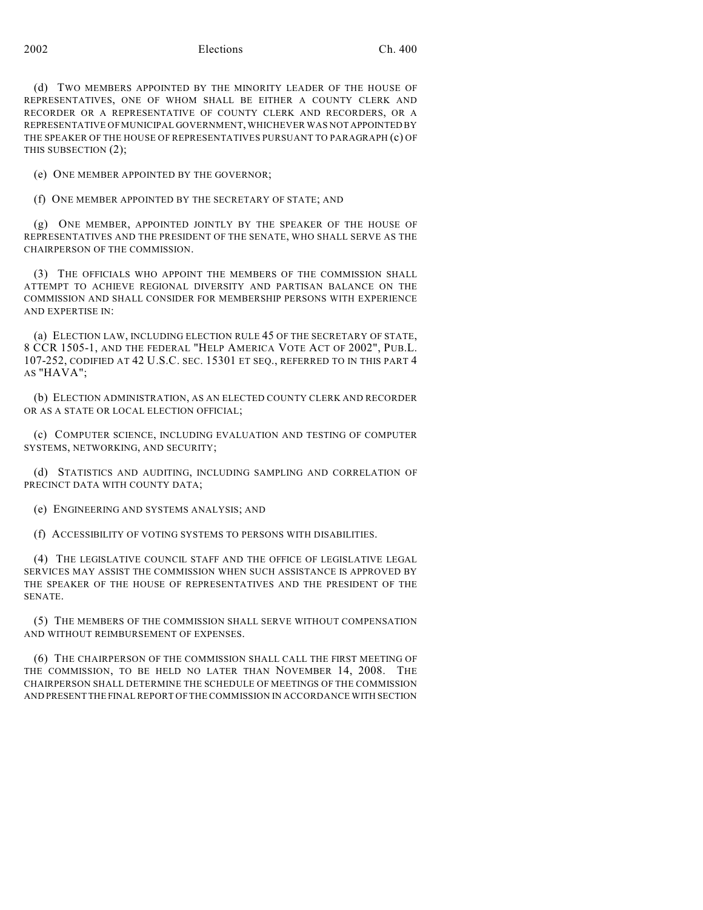(d) TWO MEMBERS APPOINTED BY THE MINORITY LEADER OF THE HOUSE OF REPRESENTATIVES, ONE OF WHOM SHALL BE EITHER A COUNTY CLERK AND RECORDER OR A REPRESENTATIVE OF COUNTY CLERK AND RECORDERS, OR A REPRESENTATIVE OF MUNICIPAL GOVERNMENT, WHICHEVER WAS NOT APPOINTED BY THE SPEAKER OF THE HOUSE OF REPRESENTATIVES PURSUANT TO PARAGRAPH (c) OF THIS SUBSECTION (2);

(e) ONE MEMBER APPOINTED BY THE GOVERNOR;

(f) ONE MEMBER APPOINTED BY THE SECRETARY OF STATE; AND

(g) ONE MEMBER, APPOINTED JOINTLY BY THE SPEAKER OF THE HOUSE OF REPRESENTATIVES AND THE PRESIDENT OF THE SENATE, WHO SHALL SERVE AS THE CHAIRPERSON OF THE COMMISSION.

(3) THE OFFICIALS WHO APPOINT THE MEMBERS OF THE COMMISSION SHALL ATTEMPT TO ACHIEVE REGIONAL DIVERSITY AND PARTISAN BALANCE ON THE COMMISSION AND SHALL CONSIDER FOR MEMBERSHIP PERSONS WITH EXPERIENCE AND EXPERTISE IN:

(a) ELECTION LAW, INCLUDING ELECTION RULE 45 OF THE SECRETARY OF STATE, 8 CCR 1505-1, AND THE FEDERAL "HELP AMERICA VOTE ACT OF 2002", PUB.L. 107-252, CODIFIED AT 42 U.S.C. SEC. 15301 ET SEQ., REFERRED TO IN THIS PART 4 AS "HAVA";

(b) ELECTION ADMINISTRATION, AS AN ELECTED COUNTY CLERK AND RECORDER OR AS A STATE OR LOCAL ELECTION OFFICIAL;

(c) COMPUTER SCIENCE, INCLUDING EVALUATION AND TESTING OF COMPUTER SYSTEMS, NETWORKING, AND SECURITY;

(d) STATISTICS AND AUDITING, INCLUDING SAMPLING AND CORRELATION OF PRECINCT DATA WITH COUNTY DATA;

(e) ENGINEERING AND SYSTEMS ANALYSIS; AND

(f) ACCESSIBILITY OF VOTING SYSTEMS TO PERSONS WITH DISABILITIES.

(4) THE LEGISLATIVE COUNCIL STAFF AND THE OFFICE OF LEGISLATIVE LEGAL SERVICES MAY ASSIST THE COMMISSION WHEN SUCH ASSISTANCE IS APPROVED BY THE SPEAKER OF THE HOUSE OF REPRESENTATIVES AND THE PRESIDENT OF THE SENATE.

(5) THE MEMBERS OF THE COMMISSION SHALL SERVE WITHOUT COMPENSATION AND WITHOUT REIMBURSEMENT OF EXPENSES.

(6) THE CHAIRPERSON OF THE COMMISSION SHALL CALL THE FIRST MEETING OF THE COMMISSION, TO BE HELD NO LATER THAN NOVEMBER 14, 2008. THE CHAIRPERSON SHALL DETERMINE THE SCHEDULE OF MEETINGS OF THE COMMISSION AND PRESENT THE FINAL REPORT OF THE COMMISSION IN ACCORDANCE WITH SECTION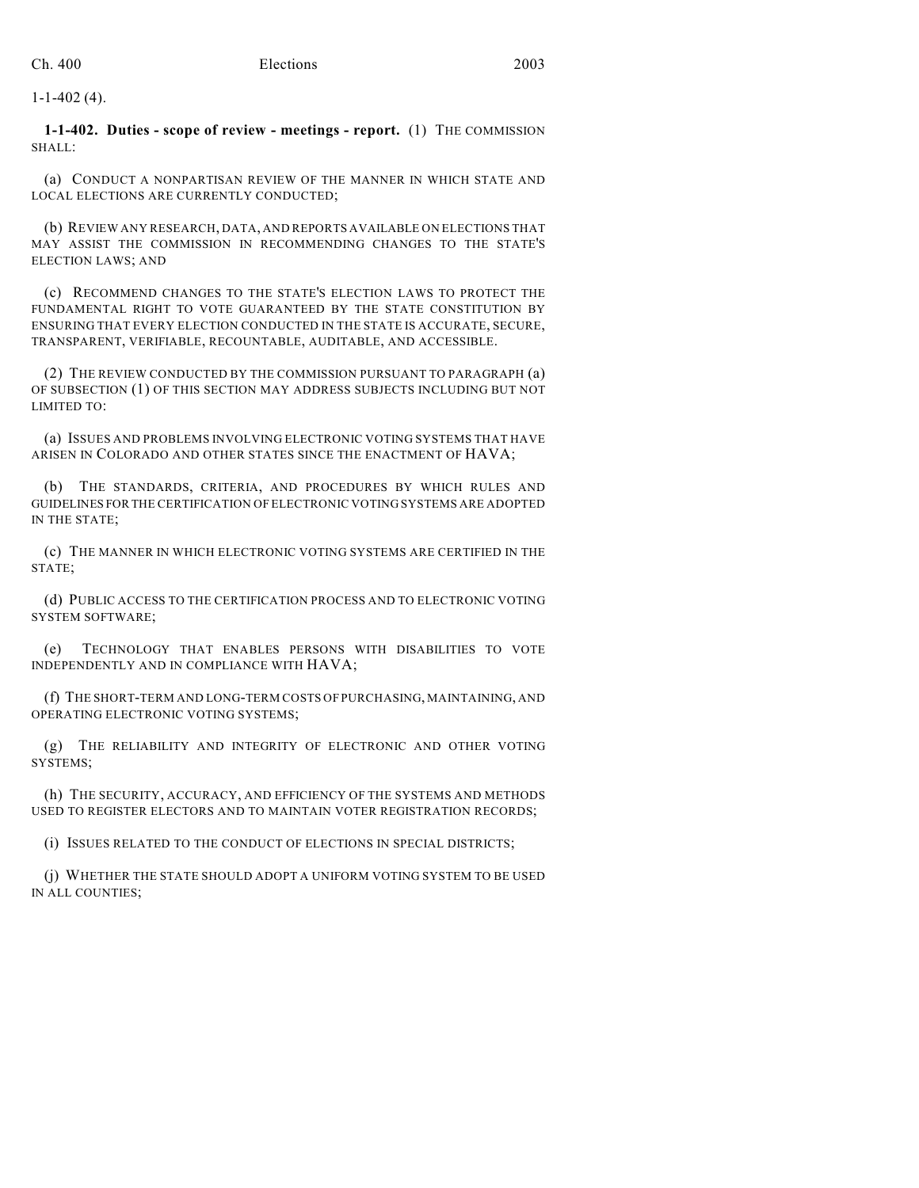1-1-402 (4).

**1-1-402. Duties - scope of review - meetings - report.** (1) THE COMMISSION SHALL:

(a) CONDUCT A NONPARTISAN REVIEW OF THE MANNER IN WHICH STATE AND LOCAL ELECTIONS ARE CURRENTLY CONDUCTED;

(b) REVIEW ANY RESEARCH, DATA, AND REPORTS AVAILABLE ON ELECTIONS THAT MAY ASSIST THE COMMISSION IN RECOMMENDING CHANGES TO THE STATE'S ELECTION LAWS; AND

(c) RECOMMEND CHANGES TO THE STATE'S ELECTION LAWS TO PROTECT THE FUNDAMENTAL RIGHT TO VOTE GUARANTEED BY THE STATE CONSTITUTION BY ENSURING THAT EVERY ELECTION CONDUCTED IN THE STATE IS ACCURATE, SECURE, TRANSPARENT, VERIFIABLE, RECOUNTABLE, AUDITABLE, AND ACCESSIBLE.

(2) THE REVIEW CONDUCTED BY THE COMMISSION PURSUANT TO PARAGRAPH (a) OF SUBSECTION (1) OF THIS SECTION MAY ADDRESS SUBJECTS INCLUDING BUT NOT LIMITED TO:

(a) ISSUES AND PROBLEMS INVOLVING ELECTRONIC VOTING SYSTEMS THAT HAVE ARISEN IN COLORADO AND OTHER STATES SINCE THE ENACTMENT OF HAVA;

(b) THE STANDARDS, CRITERIA, AND PROCEDURES BY WHICH RULES AND GUIDELINES FOR THE CERTIFICATION OF ELECTRONIC VOTING SYSTEMS ARE ADOPTED IN THE STATE;

(c) THE MANNER IN WHICH ELECTRONIC VOTING SYSTEMS ARE CERTIFIED IN THE STATE;

(d) PUBLIC ACCESS TO THE CERTIFICATION PROCESS AND TO ELECTRONIC VOTING SYSTEM SOFTWARE;

(e) TECHNOLOGY THAT ENABLES PERSONS WITH DISABILITIES TO VOTE INDEPENDENTLY AND IN COMPLIANCE WITH HAVA;

(f) THE SHORT-TERM AND LONG-TERM COSTS OF PURCHASING, MAINTAINING, AND OPERATING ELECTRONIC VOTING SYSTEMS;

(g) THE RELIABILITY AND INTEGRITY OF ELECTRONIC AND OTHER VOTING SYSTEMS;

(h) THE SECURITY, ACCURACY, AND EFFICIENCY OF THE SYSTEMS AND METHODS USED TO REGISTER ELECTORS AND TO MAINTAIN VOTER REGISTRATION RECORDS;

(i) ISSUES RELATED TO THE CONDUCT OF ELECTIONS IN SPECIAL DISTRICTS;

(j) WHETHER THE STATE SHOULD ADOPT A UNIFORM VOTING SYSTEM TO BE USED IN ALL COUNTIES;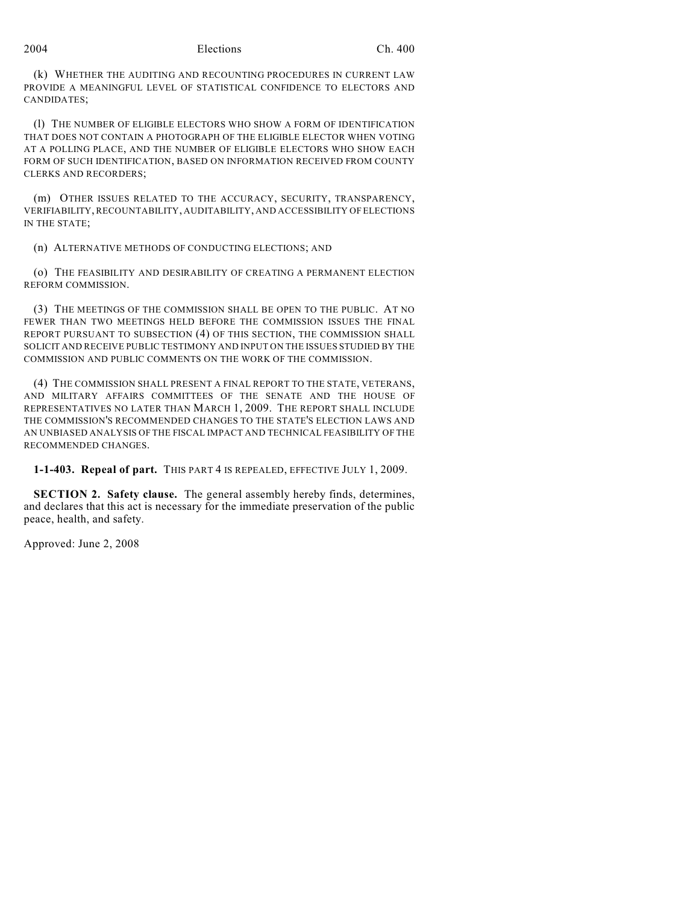(k) WHETHER THE AUDITING AND RECOUNTING PROCEDURES IN CURRENT LAW PROVIDE A MEANINGFUL LEVEL OF STATISTICAL CONFIDENCE TO ELECTORS AND CANDIDATES;

(l) THE NUMBER OF ELIGIBLE ELECTORS WHO SHOW A FORM OF IDENTIFICATION THAT DOES NOT CONTAIN A PHOTOGRAPH OF THE ELIGIBLE ELECTOR WHEN VOTING AT A POLLING PLACE, AND THE NUMBER OF ELIGIBLE ELECTORS WHO SHOW EACH FORM OF SUCH IDENTIFICATION, BASED ON INFORMATION RECEIVED FROM COUNTY CLERKS AND RECORDERS;

(m) OTHER ISSUES RELATED TO THE ACCURACY, SECURITY, TRANSPARENCY, VERIFIABILITY, RECOUNTABILITY, AUDITABILITY, AND ACCESSIBILITY OF ELECTIONS IN THE STATE;

(n) ALTERNATIVE METHODS OF CONDUCTING ELECTIONS; AND

(o) THE FEASIBILITY AND DESIRABILITY OF CREATING A PERMANENT ELECTION REFORM COMMISSION.

(3) THE MEETINGS OF THE COMMISSION SHALL BE OPEN TO THE PUBLIC. AT NO FEWER THAN TWO MEETINGS HELD BEFORE THE COMMISSION ISSUES THE FINAL REPORT PURSUANT TO SUBSECTION (4) OF THIS SECTION, THE COMMISSION SHALL SOLICIT AND RECEIVE PUBLIC TESTIMONY AND INPUT ON THE ISSUES STUDIED BY THE COMMISSION AND PUBLIC COMMENTS ON THE WORK OF THE COMMISSION.

(4) THE COMMISSION SHALL PRESENT A FINAL REPORT TO THE STATE, VETERANS, AND MILITARY AFFAIRS COMMITTEES OF THE SENATE AND THE HOUSE OF REPRESENTATIVES NO LATER THAN MARCH 1, 2009. THE REPORT SHALL INCLUDE THE COMMISSION'S RECOMMENDED CHANGES TO THE STATE'S ELECTION LAWS AND AN UNBIASED ANALYSIS OF THE FISCAL IMPACT AND TECHNICAL FEASIBILITY OF THE RECOMMENDED CHANGES.

**1-1-403. Repeal of part.** THIS PART 4 IS REPEALED, EFFECTIVE JULY 1, 2009.

**SECTION 2. Safety clause.** The general assembly hereby finds, determines, and declares that this act is necessary for the immediate preservation of the public peace, health, and safety.

Approved: June 2, 2008